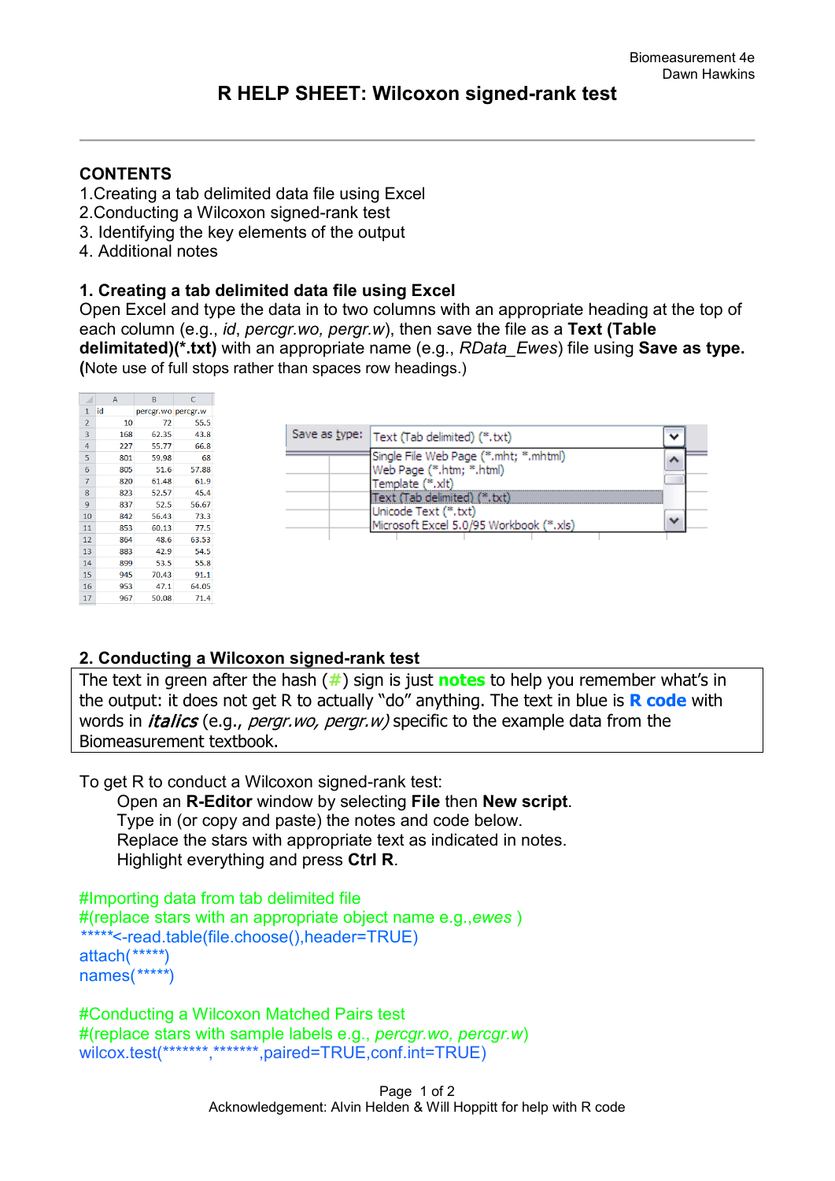Biomeasurement 4e
Dawn Hawkins

# R HELP SHEET: Wilcoxon signed-rank test

---

## CONTENTS

1.Creating a tab delimited data file using Excel
2.Conducting a Wilcoxon signed-rank test
3. Identifying the key elements of the output
4. Additional notes

## 1. Creating a tab delimited data file using Excel

Open Excel and type the data in to two columns with an appropriate heading at the top of each column (e.g., *id*, *percgr.wo*, *pergr.w*), then save the file as a **Text (Table delimitated)(\*.txt)** with an appropriate name (e.g., *RData_Ewes*) file using **Save as type.** (Note use of full stops rather than spaces row headings.)

| | A | B | C |
|---|---|---|---|
| 1 | id | percgr.wo | percgr.w |
| 2 | 10 | 72 | 55.5 |
| 3 | 168 | 62.35 | 43.8 |
| 4 | 227 | 55.77 | 66.8 |
| 5 | 801 | 59.98 | 68 |
| 6 | 805 | 51.6 | 57.88 |
| 7 | 820 | 61.48 | 61.9 |
| 8 | 823 | 52.57 | 45.4 |
| 9 | 837 | 52.5 | 56.67 |
| 10 | 842 | 56.43 | 73.3 |
| 11 | 853 | 60.13 | 77.5 |
| 12 | 864 | 48.6 | 63.53 |
| 13 | 883 | 42.9 | 54.5 |
| 14 | 899 | 53.5 | 55.8 |
| 15 | 945 | 70.43 | 91.1 |
| 16 | 953 | 47.1 | 64.05 |
| 17 | 967 | 50.08 | 71.4 |

Save as type: Text (Tab delimited) (*.txt)
- Single File Web Page (*.mht; *.mhtml)
- Web Page (*.htm; *.html)
- Template (*.xlt)
- Text (Tab delimited) (*.txt)
- Unicode Text (*.txt)
- Microsoft Excel 5.0/95 Workbook (*.xls)

## 2. Conducting a Wilcoxon signed-rank test

The text in green after the hash (#) sign is just **notes** to help you remember what's in the output: it does not get R to actually "do" anything. The text in blue is **R code** with words in *italics* (e.g., *pergr.wo, pergr.w)* specific to the example data from the Biomeasurement textbook.

To get R to conduct a Wilcoxon signed-rank test:
Open an **R-Editor** window by selecting **File** then **New script**.
Type in (or copy and paste) the notes and code below.
Replace the stars with appropriate text as indicated in notes.
Highlight everything and press **Ctrl R**.

```
#Importing data from tab delimited file
#(replace stars with an appropriate object name e.g.,ewes )
*****<-read.table(file.choose(),header=TRUE)
attach(*****)
names(*****)

#Conducting a Wilcoxon Matched Pairs test
#(replace stars with sample labels e.g., percgr.wo, percgr.w)
wilcox.test(*******,*******,paired=TRUE,conf.int=TRUE)
```

Acknowledgement: Alvin Helden & Will Hoppitt for help with R code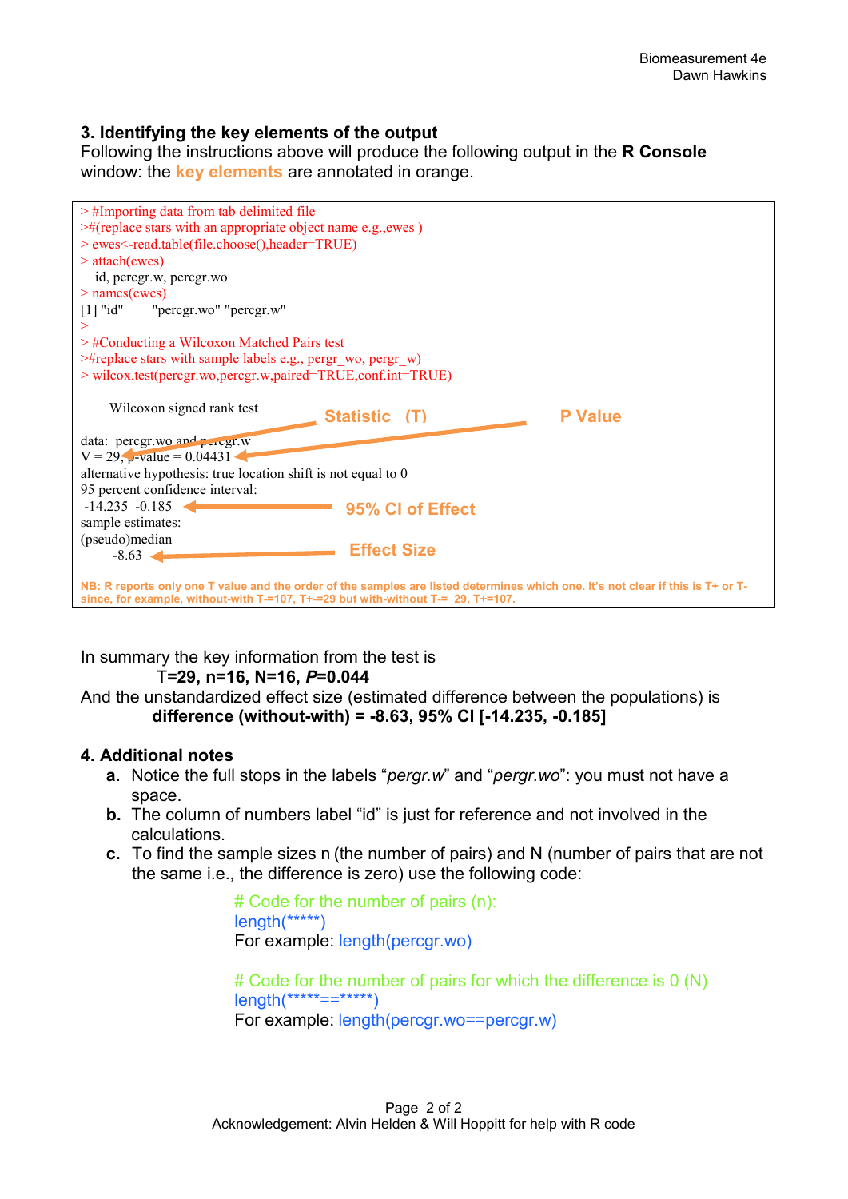## 3. Identifying the key elements of the output

Following the instructions above will produce the following output in the **R Console** window: the **key elements** are annotated in orange.

```
> #Importing data from tab delimited file
>#(replace stars with an appropriate object name e.g.,ewes )
> ewes<-read.table(file.choose(),header=TRUE)
> attach(ewes)
   id, percgr.w, percgr.wo
> names(ewes)
[1] "id"      "percgr.wo" "percgr.w"
>
> #Conducting a Wilcoxon Matched Pairs test
>#replace stars with sample labels e.g., pergr_wo, pergr_w)
> wilcox.test(percgr.wo,percgr.w,paired=TRUE,conf.int=TRUE)

        Wilcoxon signed rank test

data:  percgr.wo and percgr.w
V = 29, p-value = 0.04431
alternative hypothesis: true location shift is not equal to 0
95 percent confidence interval:
 -14.235  -0.185
sample estimates:
(pseudo)median
      -8.63
```

Annotations: Statistic (T); P Value; 95% CI of Effect; Effect Size

NB: R reports only one T value and the order of the samples are listed determines which one. It's not clear if this is T+ or T- since, for example, without-with T-=107, T+-=29 but with-without T-= 29, T+=107.

In summary the key information from the test is

**T=29, n=16, N=16, *P*=0.044**

And the unstandardized effect size (estimated difference between the populations) is

**difference (without-with) = -8.63, 95% CI [-14.235, -0.185]**

## 4. Additional notes

a. Notice the full stops in the labels "*pergr.w*" and "*pergr.wo*": you must not have a space.

b. The column of numbers label "id" is just for reference and not involved in the calculations.

c. To find the sample sizes n (the number of pairs) and N (number of pairs that are not the same i.e., the difference is zero) use the following code:

```
# Code for the number of pairs (n):
length(*****)
```

For example: `length(percgr.wo)`

```
# Code for the number of pairs for which the difference is 0 (N)
length(*****==*****)
```

For example: `length(percgr.wo==percgr.w)`

Acknowledgement: Alvin Helden & Will Hoppitt for help with R code